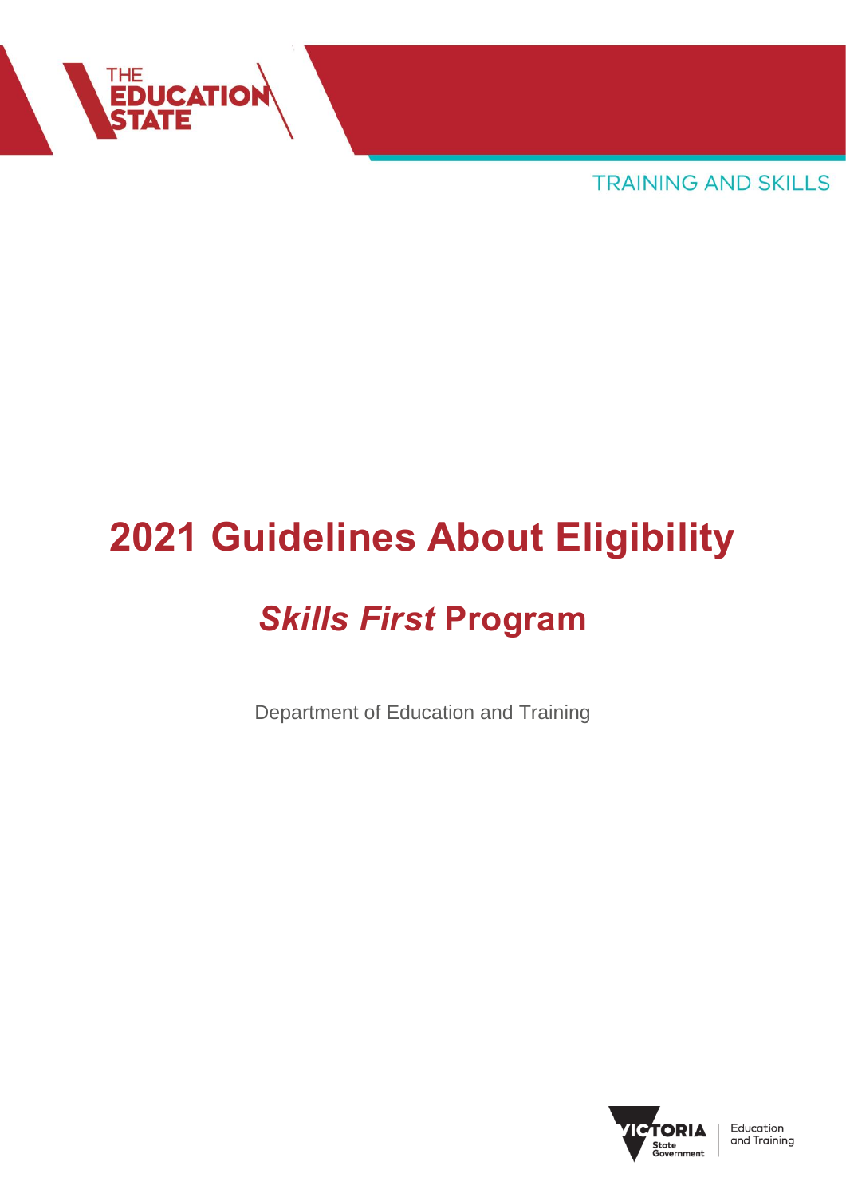THE EDUCATION STATE

TRAINING AND SKILLS

# 2021 Guidelines About Eligibility

## *Skills First* Program

Department of Education and Training

VICTORIA State Government | Education and Training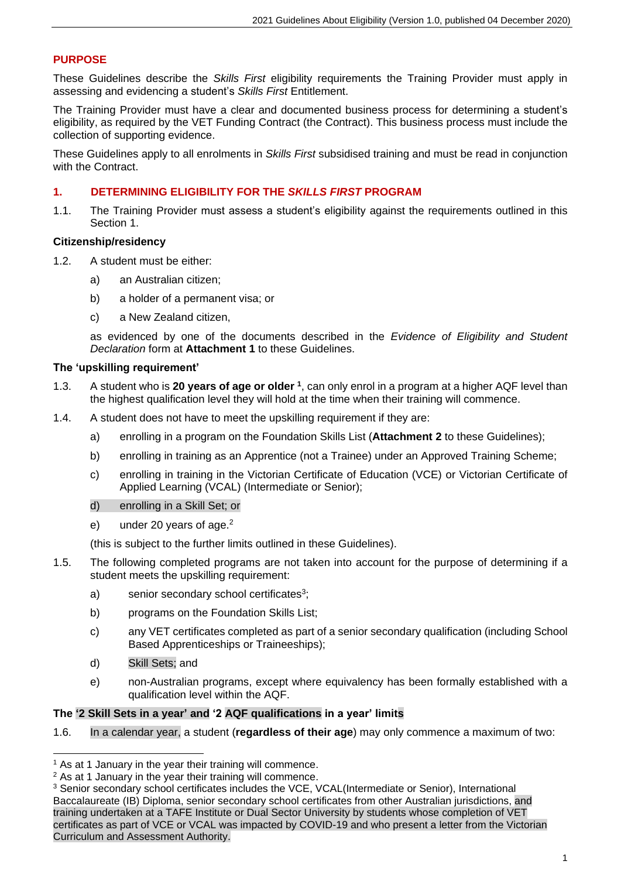## PURPOSE

These Guidelines describe the *Skills First* eligibility requirements the Training Provider must apply in assessing and evidencing a student's *Skills First* Entitlement.

The Training Provider must have a clear and documented business process for determining a student's eligibility, as required by the VET Funding Contract (the Contract). This business process must include the collection of supporting evidence.

These Guidelines apply to all enrolments in *Skills First* subsidised training and must be read in conjunction with the Contract.

## 1. DETERMINING ELIGIBILITY FOR THE *SKILLS FIRST* PROGRAM

1.1. The Training Provider must assess a student's eligibility against the requirements outlined in this Section 1.

### Citizenship/residency

1.2. A student must be either:

a) an Australian citizen;

b) a holder of a permanent visa; or

c) a New Zealand citizen,

as evidenced by one of the documents described in the *Evidence of Eligibility and Student Declaration* form at **Attachment 1** to these Guidelines.

### The 'upskilling requirement'

1.3. A student who is **20 years of age or older** [1], can only enrol in a program at a higher AQF level than the highest qualification level they will hold at the time when their training will commence.

1.4. A student does not have to meet the upskilling requirement if they are:

a) enrolling in a program on the Foundation Skills List (**Attachment 2** to these Guidelines);

b) enrolling in training as an Apprentice (not a Trainee) under an Approved Training Scheme;

c) enrolling in training in the Victorian Certificate of Education (VCE) or Victorian Certificate of Applied Learning (VCAL) (Intermediate or Senior);

d) enrolling in a Skill Set; or

e) under 20 years of age.[2]

(this is subject to the further limits outlined in these Guidelines).

1.5. The following completed programs are not taken into account for the purpose of determining if a student meets the upskilling requirement:

a) senior secondary school certificates[3];

b) programs on the Foundation Skills List;

c) any VET certificates completed as part of a senior secondary qualification (including School Based Apprenticeships or Traineeships);

d) Skill Sets; and

e) non-Australian programs, except where equivalency has been formally established with a qualification level within the AQF.

### The '2 Skill Sets in a year' and '2 AQF qualifications in a year' limits

1.6. In a calendar year, a student (**regardless of their age**) may only commence a maximum of two:

---

[1] As at 1 January in the year their training will commence.

[2] As at 1 January in the year their training will commence.

[3] Senior secondary school certificates includes the VCE, VCAL(Intermediate or Senior), International Baccalaureate (IB) Diploma, senior secondary school certificates from other Australian jurisdictions, and training undertaken at a TAFE Institute or Dual Sector University by students whose completion of VET certificates as part of VCE or VCAL was impacted by COVID-19 and who present a letter from the Victorian Curriculum and Assessment Authority.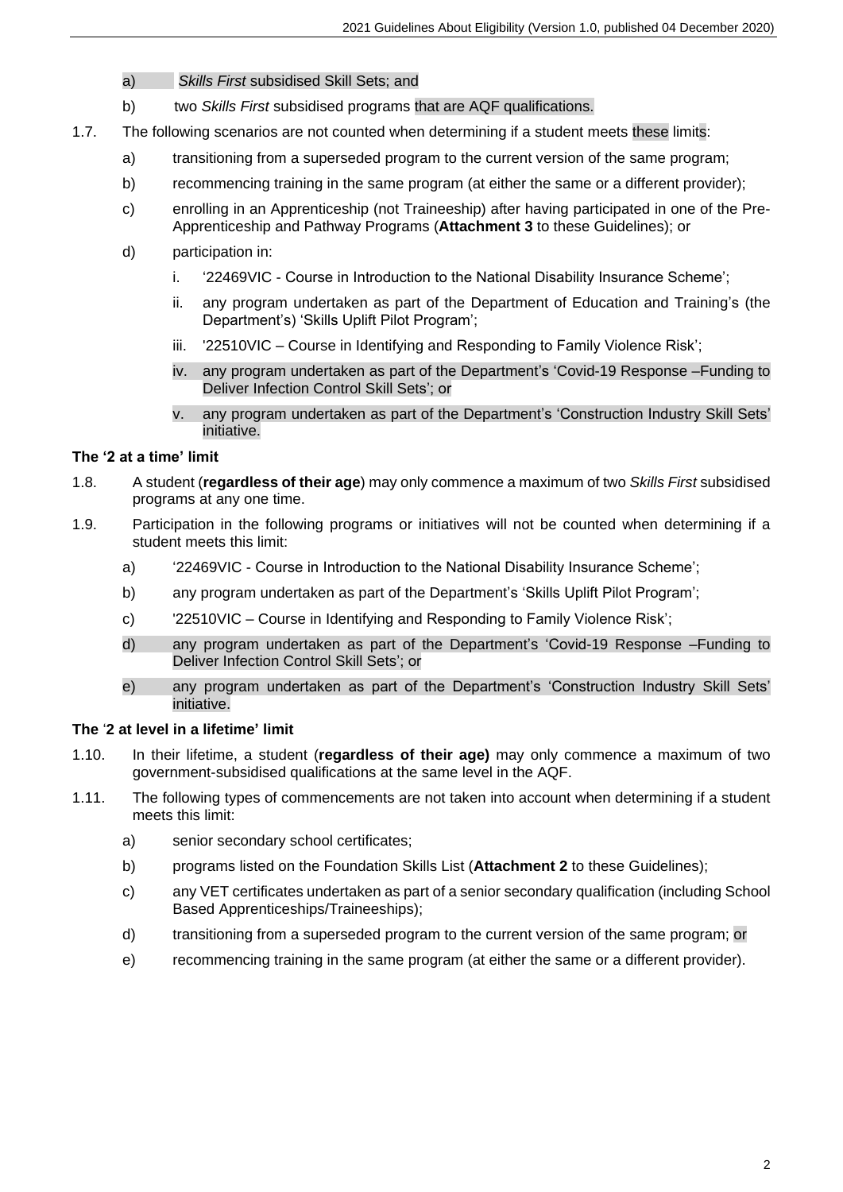a) *Skills First* subsidised Skill Sets; and

b) two *Skills First* subsidised programs that are AQF qualifications.

1.7. The following scenarios are not counted when determining if a student meets these limits:

a) transitioning from a superseded program to the current version of the same program;

b) recommencing training in the same program (at either the same or a different provider);

c) enrolling in an Apprenticeship (not Traineeship) after having participated in one of the Pre-Apprenticeship and Pathway Programs (**Attachment 3** to these Guidelines); or

d) participation in:

i. '22469VIC - Course in Introduction to the National Disability Insurance Scheme';

ii. any program undertaken as part of the Department of Education and Training's (the Department's) 'Skills Uplift Pilot Program';

iii. '22510VIC – Course in Identifying and Responding to Family Violence Risk';

iv. any program undertaken as part of the Department's 'Covid-19 Response –Funding to Deliver Infection Control Skill Sets'; or

v. any program undertaken as part of the Department's 'Construction Industry Skill Sets' initiative.

### The '2 at a time' limit

1.8. A student (**regardless of their age**) may only commence a maximum of two *Skills First* subsidised programs at any one time.

1.9. Participation in the following programs or initiatives will not be counted when determining if a student meets this limit:

a) '22469VIC - Course in Introduction to the National Disability Insurance Scheme';

b) any program undertaken as part of the Department's 'Skills Uplift Pilot Program';

c) '22510VIC – Course in Identifying and Responding to Family Violence Risk';

d) any program undertaken as part of the Department's 'Covid-19 Response –Funding to Deliver Infection Control Skill Sets'; or

e) any program undertaken as part of the Department's 'Construction Industry Skill Sets' initiative.

### The '2 at level in a lifetime' limit

1.10. In their lifetime, a student (**regardless of their age)** may only commence a maximum of two government-subsidised qualifications at the same level in the AQF.

1.11. The following types of commencements are not taken into account when determining if a student meets this limit:

a) senior secondary school certificates;

b) programs listed on the Foundation Skills List (**Attachment 2** to these Guidelines);

c) any VET certificates undertaken as part of a senior secondary qualification (including School Based Apprenticeships/Traineeships);

d) transitioning from a superseded program to the current version of the same program; or

e) recommencing training in the same program (at either the same or a different provider).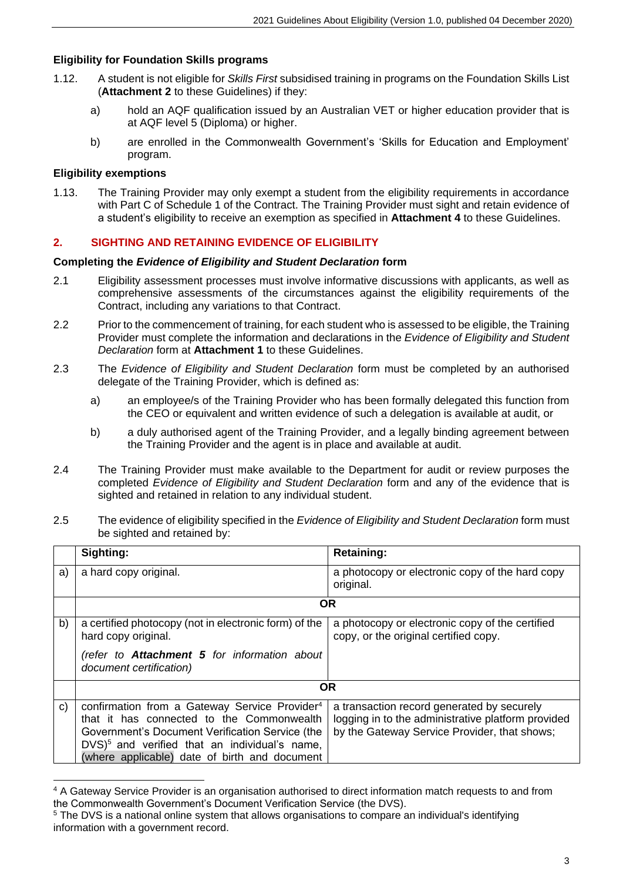### Eligibility for Foundation Skills programs

1.12. A student is not eligible for *Skills First* subsidised training in programs on the Foundation Skills List (**Attachment 2** to these Guidelines) if they:

a) hold an AQF qualification issued by an Australian VET or higher education provider that is at AQF level 5 (Diploma) or higher.

b) are enrolled in the Commonwealth Government's 'Skills for Education and Employment' program.

### Eligibility exemptions

1.13. The Training Provider may only exempt a student from the eligibility requirements in accordance with Part C of Schedule 1 of the Contract. The Training Provider must sight and retain evidence of a student's eligibility to receive an exemption as specified in **Attachment 4** to these Guidelines.

## 2. SIGHTING AND RETAINING EVIDENCE OF ELIGIBILITY

### Completing the *Evidence of Eligibility and Student Declaration* form

2.1 Eligibility assessment processes must involve informative discussions with applicants, as well as comprehensive assessments of the circumstances against the eligibility requirements of the Contract, including any variations to that Contract.

2.2 Prior to the commencement of training, for each student who is assessed to be eligible, the Training Provider must complete the information and declarations in the *Evidence of Eligibility and Student Declaration* form at **Attachment 1** to these Guidelines.

2.3 The *Evidence of Eligibility and Student Declaration* form must be completed by an authorised delegate of the Training Provider, which is defined as:

a) an employee/s of the Training Provider who has been formally delegated this function from the CEO or equivalent and written evidence of such a delegation is available at audit, or

b) a duly authorised agent of the Training Provider, and a legally binding agreement between the Training Provider and the agent is in place and available at audit.

2.4 The Training Provider must make available to the Department for audit or review purposes the completed *Evidence of Eligibility and Student Declaration* form and any of the evidence that is sighted and retained in relation to any individual student.

2.5 The evidence of eligibility specified in the *Evidence of Eligibility and Student Declaration* form must be sighted and retained by:

| | Sighting: | Retaining: |
|---|---|---|
| a) | a hard copy original. | a photocopy or electronic copy of the hard copy original. |
| | **OR** | |
| b) | a certified photocopy (not in electronic form) of the hard copy original.<br>*(refer to **Attachment 5** for information about document certification)* | a photocopy or electronic copy of the certified copy, or the original certified copy. |
| | **OR** | |
| c) | confirmation from a Gateway Service Provider[4] that it has connected to the Commonwealth Government's Document Verification Service (the DVS)[5] and verified that an individual's name, (where applicable) date of birth and document | a transaction record generated by securely logging in to the administrative platform provided by the Gateway Service Provider, that shows; |

[4] A Gateway Service Provider is an organisation authorised to direct information match requests to and from the Commonwealth Government's Document Verification Service (the DVS).

[5] The DVS is a national online system that allows organisations to compare an individual's identifying information with a government record.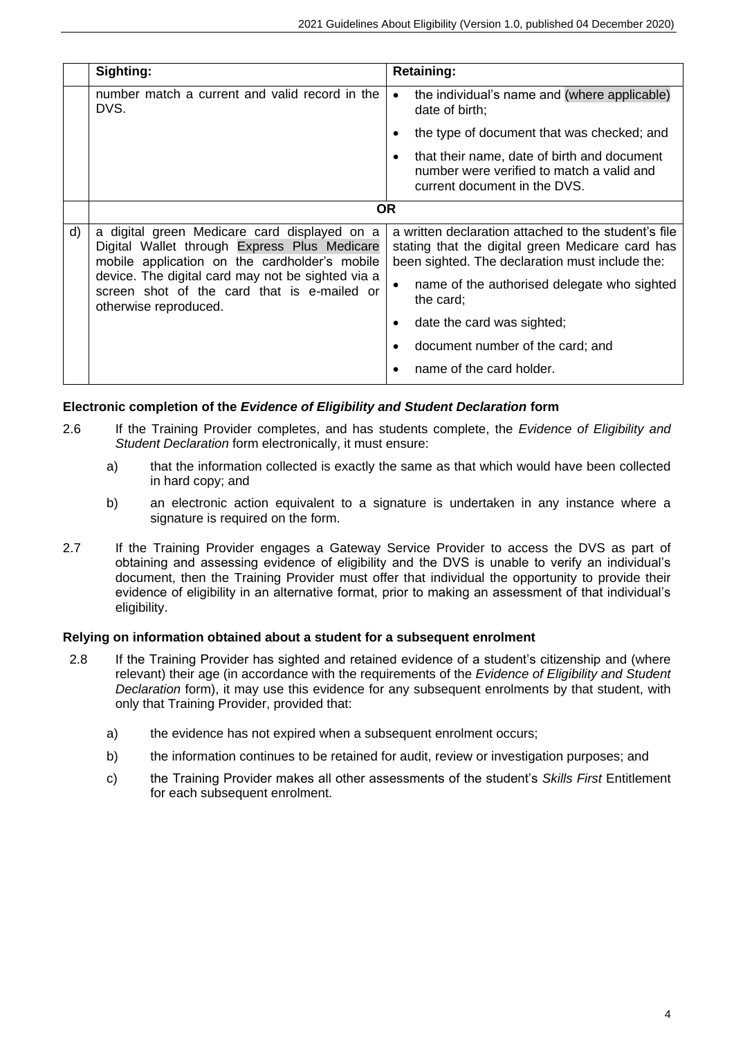|  | Sighting: | Retaining: |
|---|---|---|
|  | number match a current and valid record in the DVS. | • the individual's name and (where applicable) date of birth;<br>• the type of document that was checked; and<br>• that their name, date of birth and document number were verified to match a valid and current document in the DVS. |
|  | **OR** | |
| d) | a digital green Medicare card displayed on a Digital Wallet through Express Plus Medicare mobile application on the cardholder's mobile device. The digital card may not be sighted via a screen shot of the card that is e-mailed or otherwise reproduced. | a written declaration attached to the student's file stating that the digital green Medicare card has been sighted. The declaration must include the:<br>• name of the authorised delegate who sighted the card;<br>• date the card was sighted;<br>• document number of the card; and<br>• name of the card holder. |

### Electronic completion of the *Evidence of Eligibility and Student Declaration* form

2.6 If the Training Provider completes, and has students complete, the *Evidence of Eligibility and Student Declaration* form electronically, it must ensure:

a) that the information collected is exactly the same as that which would have been collected in hard copy; and

b) an electronic action equivalent to a signature is undertaken in any instance where a signature is required on the form.

2.7 If the Training Provider engages a Gateway Service Provider to access the DVS as part of obtaining and assessing evidence of eligibility and the DVS is unable to verify an individual's document, then the Training Provider must offer that individual the opportunity to provide their evidence of eligibility in an alternative format, prior to making an assessment of that individual's eligibility.

### Relying on information obtained about a student for a subsequent enrolment

2.8 If the Training Provider has sighted and retained evidence of a student's citizenship and (where relevant) their age (in accordance with the requirements of the *Evidence of Eligibility and Student Declaration* form), it may use this evidence for any subsequent enrolments by that student, with only that Training Provider, provided that:

a) the evidence has not expired when a subsequent enrolment occurs;

b) the information continues to be retained for audit, review or investigation purposes; and

c) the Training Provider makes all other assessments of the student's *Skills First* Entitlement for each subsequent enrolment.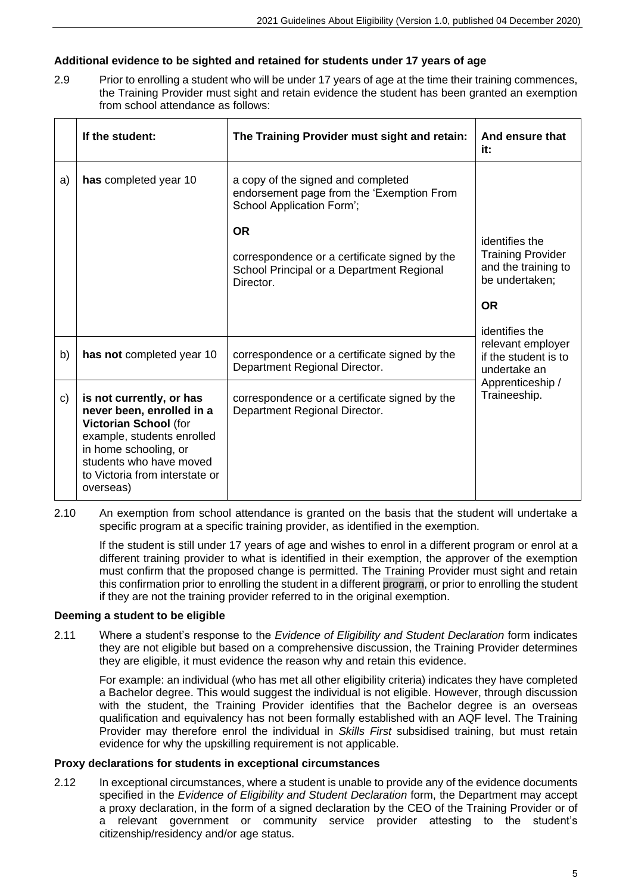**Additional evidence to be sighted and retained for students under 17 years of age**

2.9 Prior to enrolling a student who will be under 17 years of age at the time their training commences, the Training Provider must sight and retain evidence the student has been granted an exemption from school attendance as follows:

| | If the student: | The Training Provider must sight and retain: | And ensure that it: |
|---|---|---|---|
| a) | **has** completed year 10 | a copy of the signed and completed endorsement page from the 'Exemption From School Application Form'; **OR** correspondence or a certificate signed by the School Principal or a Department Regional Director. | identifies the Training Provider and the training to be undertaken; **OR** identifies the relevant employer if the student is to undertake an Apprenticeship / Traineeship. |
| b) | **has not** completed year 10 | correspondence or a certificate signed by the Department Regional Director. | |
| c) | **is not currently, or has never been, enrolled in a Victorian School** (for example, students enrolled in home schooling, or students who have moved to Victoria from interstate or overseas) | correspondence or a certificate signed by the Department Regional Director. | |

2.10 An exemption from school attendance is granted on the basis that the student will undertake a specific program at a specific training provider, as identified in the exemption.

If the student is still under 17 years of age and wishes to enrol in a different program or enrol at a different training provider to what is identified in their exemption, the approver of the exemption must confirm that the proposed change is permitted. The Training Provider must sight and retain this confirmation prior to enrolling the student in a different program, or prior to enrolling the student if they are not the training provider referred to in the original exemption.

**Deeming a student to be eligible**

2.11 Where a student's response to the *Evidence of Eligibility and Student Declaration* form indicates they are not eligible but based on a comprehensive discussion, the Training Provider determines they are eligible, it must evidence the reason why and retain this evidence.

For example: an individual (who has met all other eligibility criteria) indicates they have completed a Bachelor degree. This would suggest the individual is not eligible. However, through discussion with the student, the Training Provider identifies that the Bachelor degree is an overseas qualification and equivalency has not been formally established with an AQF level. The Training Provider may therefore enrol the individual in *Skills First* subsidised training, but must retain evidence for why the upskilling requirement is not applicable.

**Proxy declarations for students in exceptional circumstances**

2.12 In exceptional circumstances, where a student is unable to provide any of the evidence documents specified in the *Evidence of Eligibility and Student Declaration* form, the Department may accept a proxy declaration, in the form of a signed declaration by the CEO of the Training Provider or of a relevant government or community service provider attesting to the student's citizenship/residency and/or age status.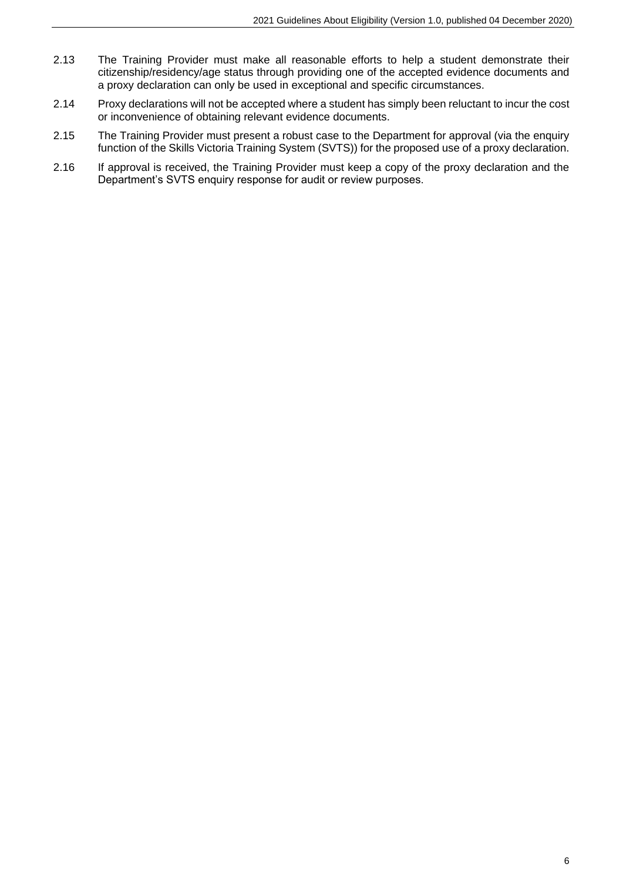2.13 The Training Provider must make all reasonable efforts to help a student demonstrate their citizenship/residency/age status through providing one of the accepted evidence documents and a proxy declaration can only be used in exceptional and specific circumstances.

2.14 Proxy declarations will not be accepted where a student has simply been reluctant to incur the cost or inconvenience of obtaining relevant evidence documents.

2.15 The Training Provider must present a robust case to the Department for approval (via the enquiry function of the Skills Victoria Training System (SVTS)) for the proposed use of a proxy declaration.

2.16 If approval is received, the Training Provider must keep a copy of the proxy declaration and the Department's SVTS enquiry response for audit or review purposes.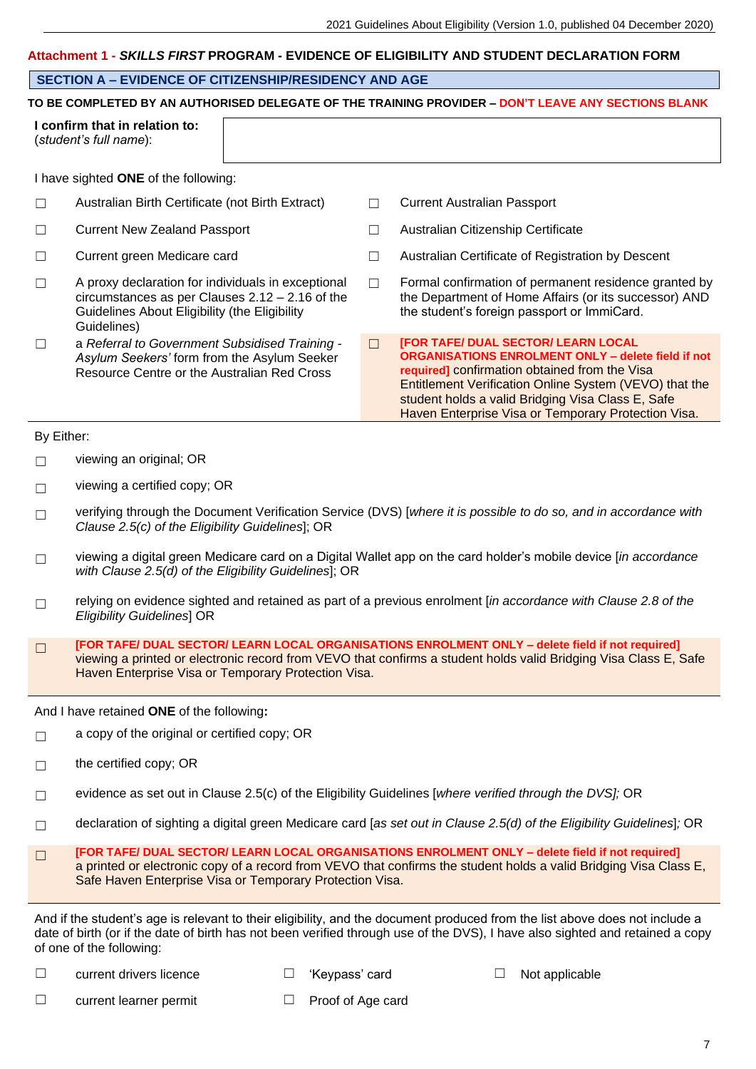## Attachment 1 - *SKILLS FIRST* PROGRAM - EVIDENCE OF ELIGIBILITY AND STUDENT DECLARATION FORM

### SECTION A – EVIDENCE OF CITIZENSHIP/RESIDENCY AND AGE

**TO BE COMPLETED BY AN AUTHORISED DELEGATE OF THE TRAINING PROVIDER – DON'T LEAVE ANY SECTIONS BLANK**

**I confirm that in relation to:**
(*student's full name*):

I have sighted **ONE** of the following:

- ☐ Australian Birth Certificate (not Birth Extract)
- ☐ Current Australian Passport
- ☐ Current New Zealand Passport
- ☐ Australian Citizenship Certificate
- ☐ Current green Medicare card
- ☐ Australian Certificate of Registration by Descent
- ☐ A proxy declaration for individuals in exceptional circumstances as per Clauses 2.12 – 2.16 of the Guidelines About Eligibility (the Eligibility Guidelines)
- ☐ Formal confirmation of permanent residence granted by the Department of Home Affairs (or its successor) AND the student's foreign passport or ImmiCard.
- ☐ a *Referral to Government Subsidised Training - Asylum Seekers'* form from the Asylum Seeker Resource Centre or the Australian Red Cross
- ☐ **[FOR TAFE/ DUAL SECTOR/ LEARN LOCAL ORGANISATIONS ENROLMENT ONLY – delete field if not required]** confirmation obtained from the Visa Entitlement Verification Online System (VEVO) that the student holds a valid Bridging Visa Class E, Safe Haven Enterprise Visa or Temporary Protection Visa.

By Either:

- ☐ viewing an original; OR
- ☐ viewing a certified copy; OR
- ☐ verifying through the Document Verification Service (DVS) [*where it is possible to do so, and in accordance with Clause 2.5(c) of the Eligibility Guidelines*]; OR
- ☐ viewing a digital green Medicare card on a Digital Wallet app on the card holder's mobile device [*in accordance with Clause 2.5(d) of the Eligibility Guidelines*]; OR
- ☐ relying on evidence sighted and retained as part of a previous enrolment [*in accordance with Clause 2.8 of the Eligibility Guidelines*] OR
- ☐ **[FOR TAFE/ DUAL SECTOR/ LEARN LOCAL ORGANISATIONS ENROLMENT ONLY – delete field if not required]** viewing a printed or electronic record from VEVO that confirms a student holds valid Bridging Visa Class E, Safe Haven Enterprise Visa or Temporary Protection Visa.

And I have retained **ONE** of the following**:**

- ☐ a copy of the original or certified copy; OR
- ☐ the certified copy; OR
- ☐ evidence as set out in Clause 2.5(c) of the Eligibility Guidelines [*where verified through the DVS];* OR
- ☐ declaration of sighting a digital green Medicare card [*as set out in Clause 2.5(d) of the Eligibility Guidelines*]*;* OR
- ☐ **[FOR TAFE/ DUAL SECTOR/ LEARN LOCAL ORGANISATIONS ENROLMENT ONLY – delete field if not required]** a printed or electronic copy of a record from VEVO that confirms the student holds a valid Bridging Visa Class E, Safe Haven Enterprise Visa or Temporary Protection Visa.

And if the student's age is relevant to their eligibility, and the document produced from the list above does not include a date of birth (or if the date of birth has not been verified through use of the DVS), I have also sighted and retained a copy of one of the following:

- ☐ current drivers licence
- ☐ 'Keypass' card
- ☐ Not applicable
- ☐ current learner permit
- ☐ Proof of Age card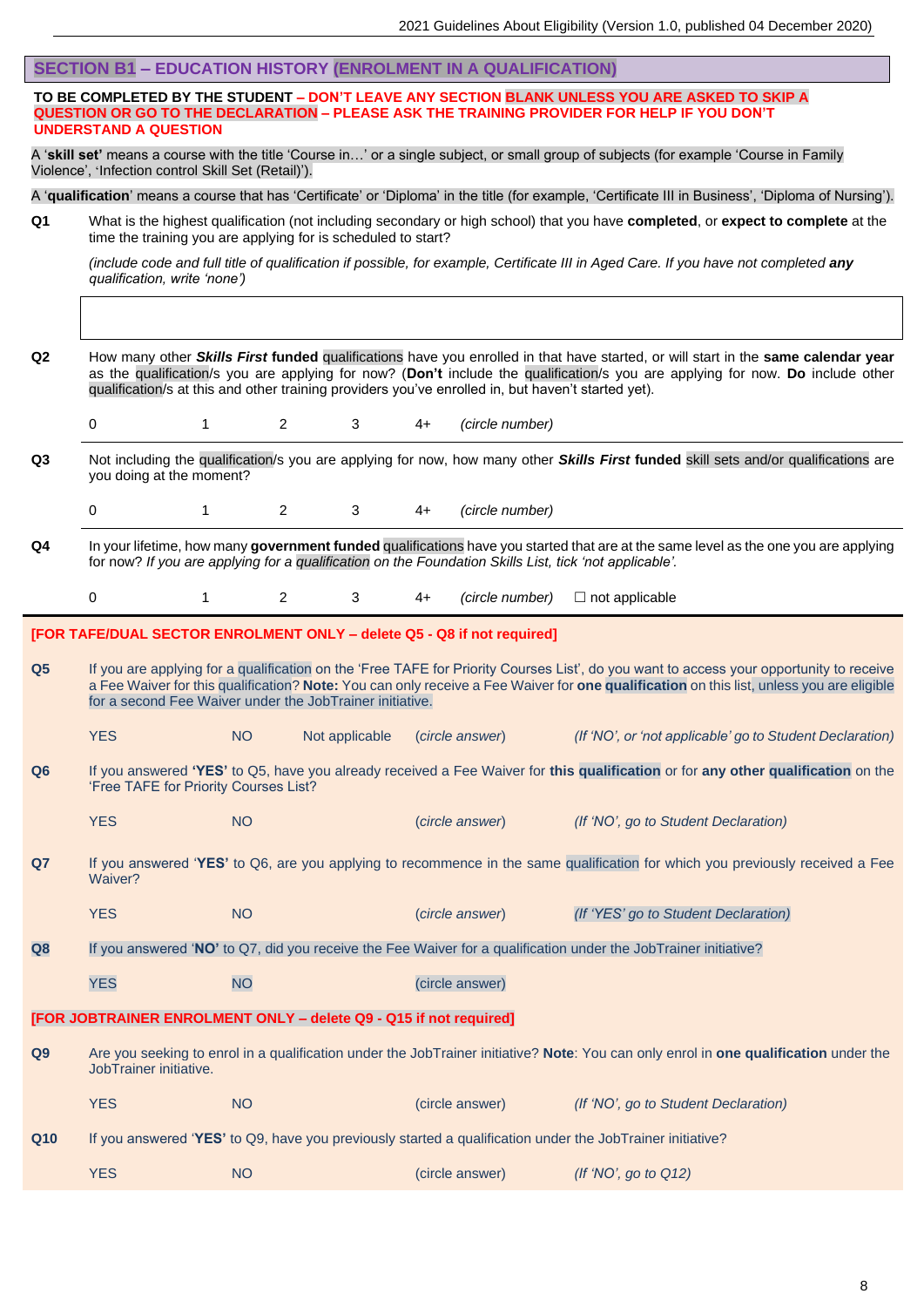## SECTION B1 – EDUCATION HISTORY (ENROLMENT IN A QUALIFICATION)

**TO BE COMPLETED BY THE STUDENT – DON'T LEAVE ANY SECTION BLANK UNLESS YOU ARE ASKED TO SKIP A QUESTION OR GO TO THE DECLARATION – PLEASE ASK THE TRAINING PROVIDER FOR HELP IF YOU DON'T UNDERSTAND A QUESTION**

A '**skill set'** means a course with the title 'Course in…' or a single subject, or small group of subjects (for example 'Course in Family Violence', 'Infection control Skill Set (Retail)').

A '**qualification**' means a course that has 'Certificate' or 'Diploma' in the title (for example, 'Certificate III in Business', 'Diploma of Nursing').

**Q1** What is the highest qualification (not including secondary or high school) that you have **completed**, or **expect to complete** at the time the training you are applying for is scheduled to start?

*(include code and full title of qualification if possible, for example, Certificate III in Aged Care. If you have not completed **any** qualification, write 'none')*

| |
|---|
| |

**Q2** How many other ***Skills First*** **funded** qualifications have you enrolled in that have started, or will start in the **same calendar year** as the qualification/s you are applying for now? (**Don't** include the qualification/s you are applying for now. **Do** include other qualification/s at this and other training providers you've enrolled in, but haven't started yet).

0 &nbsp;&nbsp;&nbsp; 1 &nbsp;&nbsp;&nbsp; 2 &nbsp;&nbsp;&nbsp; 3 &nbsp;&nbsp;&nbsp; 4+ &nbsp;&nbsp;&nbsp; *(circle number)*

**Q3** Not including the qualification/s you are applying for now, how many other ***Skills First*** **funded** skill sets and/or qualifications are you doing at the moment?

0 &nbsp;&nbsp;&nbsp; 1 &nbsp;&nbsp;&nbsp; 2 &nbsp;&nbsp;&nbsp; 3 &nbsp;&nbsp;&nbsp; 4+ &nbsp;&nbsp;&nbsp; *(circle number)*

**Q4** In your lifetime, how many **government funded** qualifications have you started that are at the same level as the one you are applying for now? *If you are applying for a qualification on the Foundation Skills List, tick 'not applicable'.*

0 &nbsp;&nbsp;&nbsp; 1 &nbsp;&nbsp;&nbsp; 2 &nbsp;&nbsp;&nbsp; 3 &nbsp;&nbsp;&nbsp; 4+ &nbsp;&nbsp;&nbsp; *(circle number)* &nbsp;&nbsp;&nbsp; ☐ not applicable

**[FOR TAFE/DUAL SECTOR ENROLMENT ONLY – delete Q5 - Q8 if not required]**

**Q5** If you are applying for a qualification on the 'Free TAFE for Priority Courses List', do you want to access your opportunity to receive a Fee Waiver for this qualification? **Note:** You can only receive a Fee Waiver for **one qualification** on this list, unless you are eligible for a second Fee Waiver under the JobTrainer initiative.

YES &nbsp;&nbsp;&nbsp; NO &nbsp;&nbsp;&nbsp; Not applicable &nbsp;&nbsp;&nbsp; *(circle answer)* &nbsp;&nbsp;&nbsp; *(If 'NO', or 'not applicable' go to Student Declaration)*

**Q6** If you answered **'YES'** to Q5, have you already received a Fee Waiver for **this qualification** or for **any other qualification** on the 'Free TAFE for Priority Courses List?

YES &nbsp;&nbsp;&nbsp; NO &nbsp;&nbsp;&nbsp; *(circle answer)* &nbsp;&nbsp;&nbsp; *(If 'NO', go to Student Declaration)*

**Q7** If you answered '**YES**' to Q6, are you applying to recommence in the same qualification for which you previously received a Fee Waiver?

YES &nbsp;&nbsp;&nbsp; NO &nbsp;&nbsp;&nbsp; *(circle answer)* &nbsp;&nbsp;&nbsp; *(If 'YES' go to Student Declaration)*

**Q8** If you answered '**NO'** to Q7, did you receive the Fee Waiver for a qualification under the JobTrainer initiative?

YES &nbsp;&nbsp;&nbsp; NO &nbsp;&nbsp;&nbsp; (circle answer)

**[FOR JOBTRAINER ENROLMENT ONLY – delete Q9 - Q15 if not required]**

**Q9** Are you seeking to enrol in a qualification under the JobTrainer initiative? **Note**: You can only enrol in **one qualification** under the JobTrainer initiative.

YES &nbsp;&nbsp;&nbsp; NO &nbsp;&nbsp;&nbsp; (circle answer) &nbsp;&nbsp;&nbsp; *(If 'NO', go to Student Declaration)*

**Q10** If you answered '**YES**' to Q9, have you previously started a qualification under the JobTrainer initiative?

YES &nbsp;&nbsp;&nbsp; NO &nbsp;&nbsp;&nbsp; (circle answer) &nbsp;&nbsp;&nbsp; *(If 'NO', go to Q12)*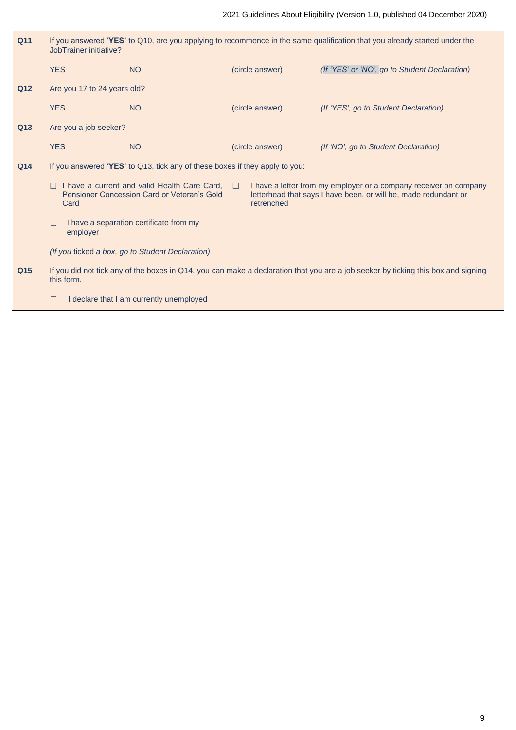**Q11** If you answered '**YES'** to Q10, are you applying to recommence in the same qualification that you already started under the JobTrainer initiative?

YES NO (circle answer) *(If 'YES' or 'NO', go to Student Declaration)*

**Q12** Are you 17 to 24 years old?

YES NO (circle answer) *(If 'YES', go to Student Declaration)*

**Q13** Are you a job seeker?

YES NO (circle answer) *(If 'NO', go to Student Declaration)*

**Q14** If you answered '**YES'** to Q13, tick any of these boxes if they apply to you:

☐ I have a current and valid Health Care Card, Pensioner Concession Card or Veteran's Gold Card

☐ I have a letter from my employer or a company receiver on company letterhead that says I have been, or will be, made redundant or retrenched

☐ I have a separation certificate from my employer

*(If you ticked a box, go to Student Declaration)*

**Q15** If you did not tick any of the boxes in Q14, you can make a declaration that you are a job seeker by ticking this box and signing this form.

☐ I declare that I am currently unemployed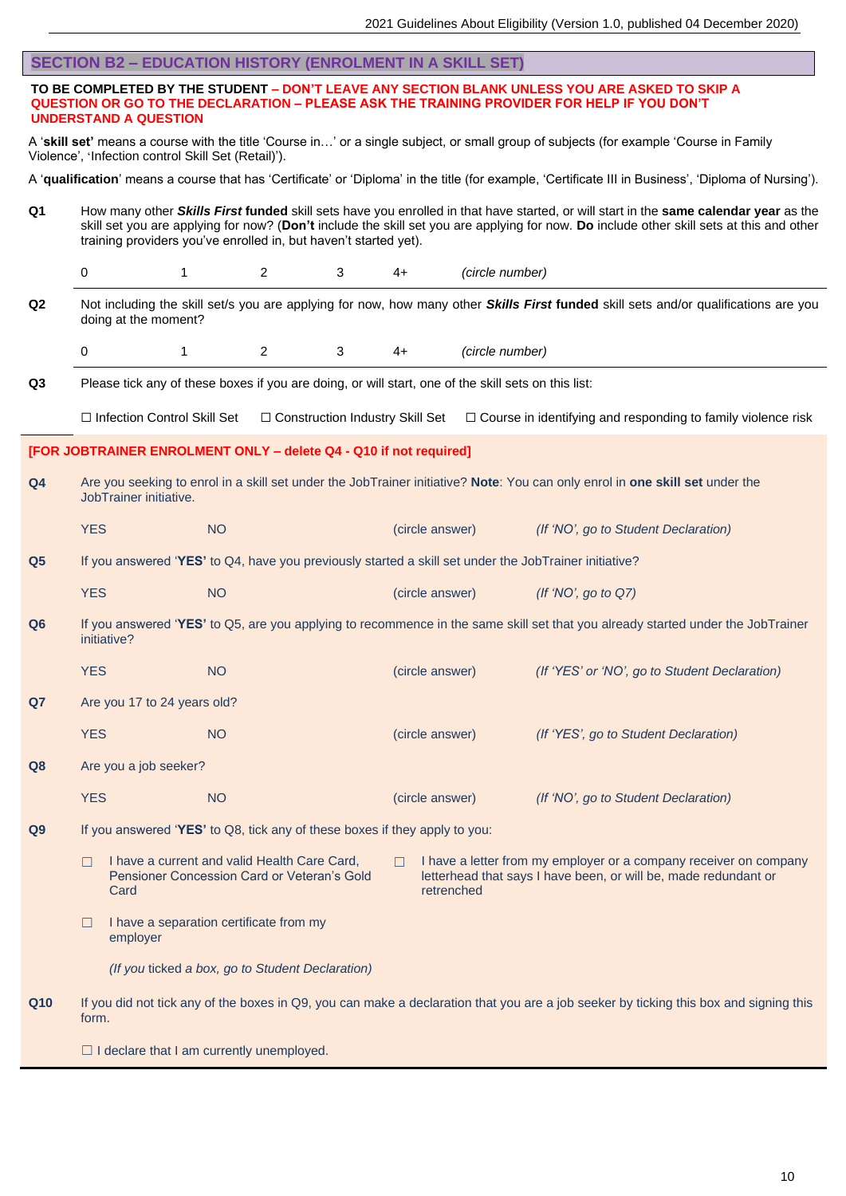## SECTION B2 – EDUCATION HISTORY (ENROLMENT IN A SKILL SET)

**TO BE COMPLETED BY THE STUDENT – DON'T LEAVE ANY SECTION BLANK UNLESS YOU ARE ASKED TO SKIP A QUESTION OR GO TO THE DECLARATION – PLEASE ASK THE TRAINING PROVIDER FOR HELP IF YOU DON'T UNDERSTAND A QUESTION**

A '**skill set'** means a course with the title 'Course in…' or a single subject, or small group of subjects (for example 'Course in Family Violence', 'Infection control Skill Set (Retail)').

A '**qualification**' means a course that has 'Certificate' or 'Diploma' in the title (for example, 'Certificate III in Business', 'Diploma of Nursing').

**Q1** How many other ***Skills First*** **funded** skill sets have you enrolled in that have started, or will start in the **same calendar year** as the skill set you are applying for now? (**Don't** include the skill set you are applying for now. **Do** include other skill sets at this and other training providers you've enrolled in, but haven't started yet).

0 1 2 3 4+ *(circle number)*

**Q2** Not including the skill set/s you are applying for now, how many other ***Skills First*** **funded** skill sets and/or qualifications are you doing at the moment?

0 1 2 3 4+ *(circle number)*

**Q3** Please tick any of these boxes if you are doing, or will start, one of the skill sets on this list:

☐ Infection Control Skill Set ☐ Construction Industry Skill Set ☐ Course in identifying and responding to family violence risk

**[FOR JOBTRAINER ENROLMENT ONLY – delete Q4 - Q10 if not required]**

**Q4** Are you seeking to enrol in a skill set under the JobTrainer initiative? **Note**: You can only enrol in **one skill set** under the JobTrainer initiative.

YES NO (circle answer) *(If 'NO', go to Student Declaration)*

**Q5** If you answered '**YES'** to Q4, have you previously started a skill set under the JobTrainer initiative?

YES NO (circle answer) *(If 'NO', go to Q7)*

**Q6** If you answered '**YES'** to Q5, are you applying to recommence in the same skill set that you already started under the JobTrainer initiative?

YES NO (circle answer) *(If 'YES' or 'NO', go to Student Declaration)*

**Q7** Are you 17 to 24 years old?

YES NO (circle answer) *(If 'YES', go to Student Declaration)*

**Q8** Are you a job seeker?

YES NO (circle answer) *(If 'NO', go to Student Declaration)*

**Q9** If you answered '**YES'** to Q8, tick any of these boxes if they apply to you:

☐ I have a current and valid Health Care Card, Pensioner Concession Card or Veteran's Gold Card

☐ I have a letter from my employer or a company receiver on company letterhead that says I have been, or will be, made redundant or retrenched

☐ I have a separation certificate from my employer

*(If you ticked a box, go to Student Declaration)*

**Q10** If you did not tick any of the boxes in Q9, you can make a declaration that you are a job seeker by ticking this box and signing this form.

☐ I declare that I am currently unemployed.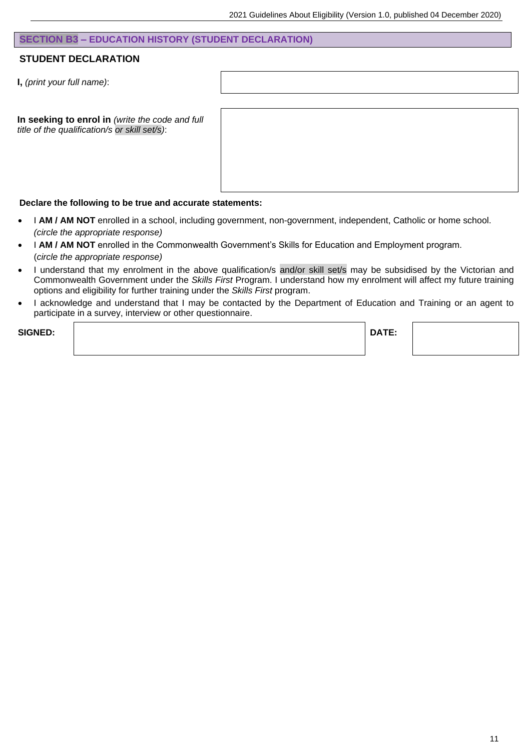## SECTION B3 – EDUCATION HISTORY (STUDENT DECLARATION)

### STUDENT DECLARATION

**I,** *(print your full name)*:

**In seeking to enrol in** *(write the code and full title of the qualification/s or skill set/s)*:

**Declare the following to be true and accurate statements:**

- I **AM / AM NOT** enrolled in a school, including government, non-government, independent, Catholic or home school. *(circle the appropriate response)*
- I **AM / AM NOT** enrolled in the Commonwealth Government's Skills for Education and Employment program. (*circle the appropriate response)*
- I understand that my enrolment in the above qualification/s and/or skill set/s may be subsidised by the Victorian and Commonwealth Government under the *Skills First* Program. I understand how my enrolment will affect my future training options and eligibility for further training under the *Skills First* program.
- I acknowledge and understand that I may be contacted by the Department of Education and Training or an agent to participate in a survey, interview or other questionnaire.

**SIGNED:** **DATE:**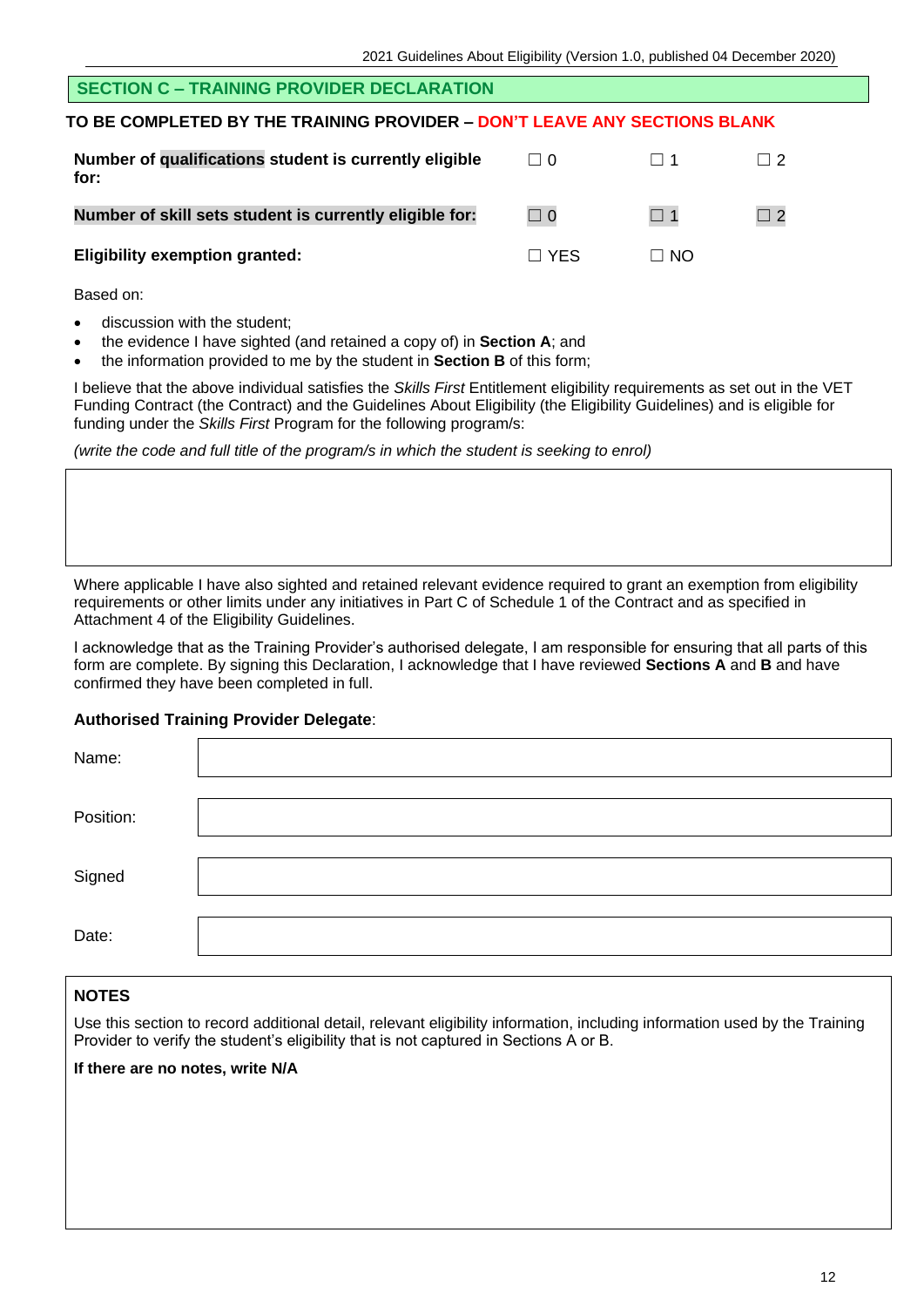## SECTION C – TRAINING PROVIDER DECLARATION

**TO BE COMPLETED BY THE TRAINING PROVIDER – DON'T LEAVE ANY SECTIONS BLANK**

| | | | |
|---|---|---|---|
| **Number of qualifications student is currently eligible for:** | ☐ 0 | ☐ 1 | ☐ 2 |
| **Number of skill sets student is currently eligible for:** | ☐ 0 | ☐ 1 | ☐ 2 |
| **Eligibility exemption granted:** | ☐ YES | ☐ NO | |

Based on:

- discussion with the student;
- the evidence I have sighted (and retained a copy of) in **Section A**; and
- the information provided to me by the student in **Section B** of this form;

I believe that the above individual satisfies the *Skills First* Entitlement eligibility requirements as set out in the VET Funding Contract (the Contract) and the Guidelines About Eligibility (the Eligibility Guidelines) and is eligible for funding under the *Skills First* Program for the following program/s:

*(write the code and full title of the program/s in which the student is seeking to enrol)*

| |
|---|
| |

Where applicable I have also sighted and retained relevant evidence required to grant an exemption from eligibility requirements or other limits under any initiatives in Part C of Schedule 1 of the Contract and as specified in Attachment 4 of the Eligibility Guidelines.

I acknowledge that as the Training Provider's authorised delegate, I am responsible for ensuring that all parts of this form are complete. By signing this Declaration, I acknowledge that I have reviewed **Sections A** and **B** and have confirmed they have been completed in full.

**Authorised Training Provider Delegate**:

| | |
|---|---|
| Name: | |
| Position: | |
| Signed | |
| Date: | |

**NOTES**

Use this section to record additional detail, relevant eligibility information, including information used by the Training Provider to verify the student's eligibility that is not captured in Sections A or B.

**If there are no notes, write N/A**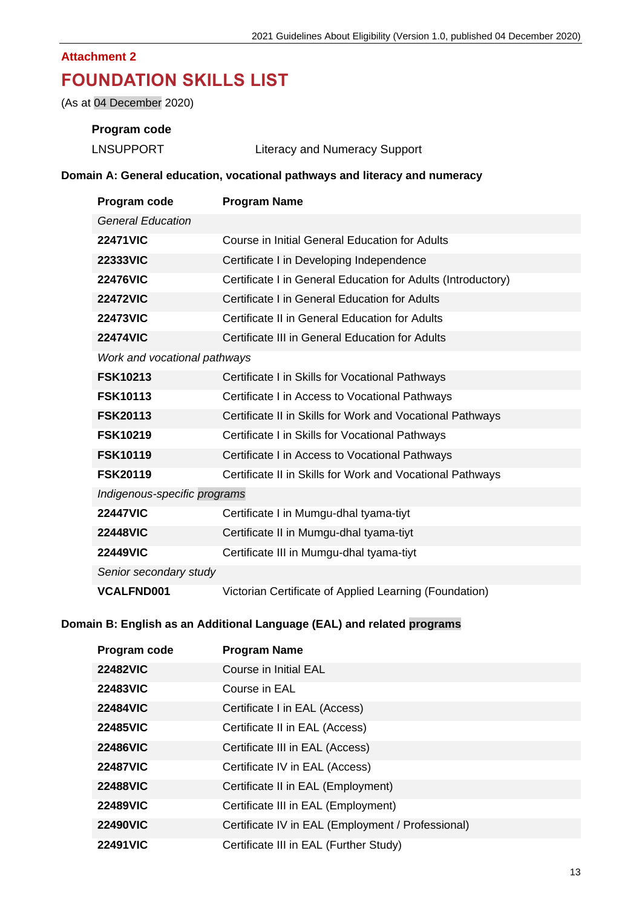**Attachment 2**

# FOUNDATION SKILLS LIST

(As at 04 December 2020)

| Program code | |
|---|---|
| LNSUPPORT | Literacy and Numeracy Support |

### Domain A: General education, vocational pathways and literacy and numeracy

| Program code | Program Name |
|---|---|
| *General Education* | |
| **22471VIC** | Course in Initial General Education for Adults |
| **22333VIC** | Certificate I in Developing Independence |
| **22476VIC** | Certificate I in General Education for Adults (Introductory) |
| **22472VIC** | Certificate I in General Education for Adults |
| **22473VIC** | Certificate II in General Education for Adults |
| **22474VIC** | Certificate III in General Education for Adults |
| *Work and vocational pathways* | |
| **FSK10213** | Certificate I in Skills for Vocational Pathways |
| **FSK10113** | Certificate I in Access to Vocational Pathways |
| **FSK20113** | Certificate II in Skills for Work and Vocational Pathways |
| **FSK10219** | Certificate I in Skills for Vocational Pathways |
| **FSK10119** | Certificate I in Access to Vocational Pathways |
| **FSK20119** | Certificate II in Skills for Work and Vocational Pathways |
| *Indigenous-specific programs* | |
| **22447VIC** | Certificate I in Mumgu-dhal tyama-tiyt |
| **22448VIC** | Certificate II in Mumgu-dhal tyama-tiyt |
| **22449VIC** | Certificate III in Mumgu-dhal tyama-tiyt |
| *Senior secondary study* | |
| **VCALFND001** | Victorian Certificate of Applied Learning (Foundation) |

### Domain B: English as an Additional Language (EAL) and related programs

| Program code | Program Name |
|---|---|
| **22482VIC** | Course in Initial EAL |
| **22483VIC** | Course in EAL |
| **22484VIC** | Certificate I in EAL (Access) |
| **22485VIC** | Certificate II in EAL (Access) |
| **22486VIC** | Certificate III in EAL (Access) |
| **22487VIC** | Certificate IV in EAL (Access) |
| **22488VIC** | Certificate II in EAL (Employment) |
| **22489VIC** | Certificate III in EAL (Employment) |
| **22490VIC** | Certificate IV in EAL (Employment / Professional) |
| **22491VIC** | Certificate III in EAL (Further Study) |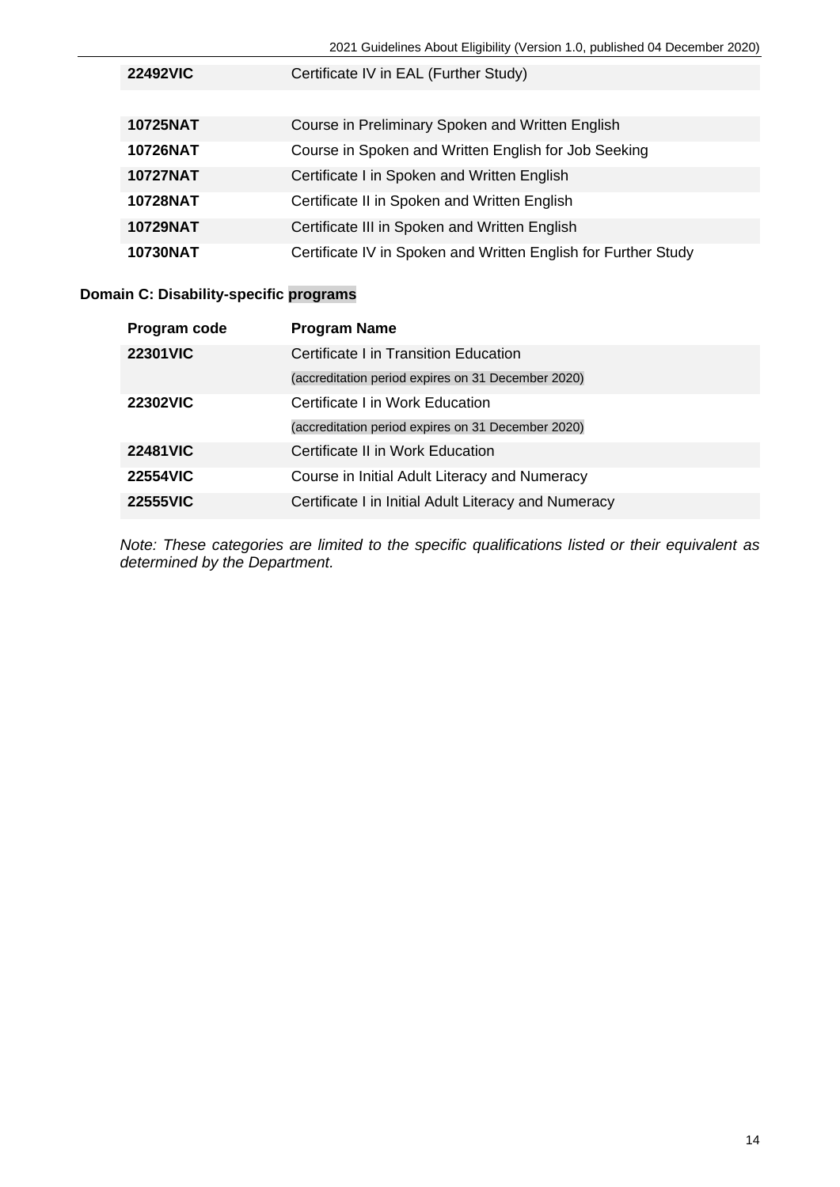| | |
|---|---|
| **22492VIC** | Certificate IV in EAL (Further Study) |

| | |
|---|---|
| **10725NAT** | Course in Preliminary Spoken and Written English |
| **10726NAT** | Course in Spoken and Written English for Job Seeking |
| **10727NAT** | Certificate I in Spoken and Written English |
| **10728NAT** | Certificate II in Spoken and Written English |
| **10729NAT** | Certificate III in Spoken and Written English |
| **10730NAT** | Certificate IV in Spoken and Written English for Further Study |

**Domain C: Disability-specific programs**

| Program code | Program Name |
|---|---|
| **22301VIC** | Certificate I in Transition Education (accreditation period expires on 31 December 2020) |
| **22302VIC** | Certificate I in Work Education (accreditation period expires on 31 December 2020) |
| **22481VIC** | Certificate II in Work Education |
| **22554VIC** | Course in Initial Adult Literacy and Numeracy |
| **22555VIC** | Certificate I in Initial Adult Literacy and Numeracy |

*Note: These categories are limited to the specific qualifications listed or their equivalent as determined by the Department.*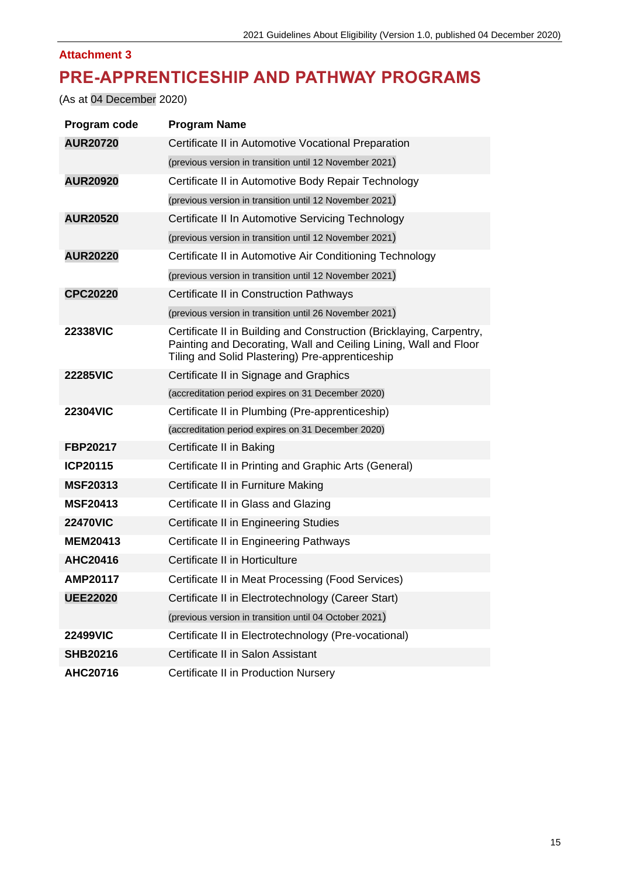**Attachment 3**

# PRE-APPRENTICESHIP AND PATHWAY PROGRAMS

(As at 04 December 2020)

| Program code | Program Name |
|---|---|
| **AUR20720** | Certificate II in Automotive Vocational Preparation (previous version in transition until 12 November 2021) |
| **AUR20920** | Certificate II in Automotive Body Repair Technology (previous version in transition until 12 November 2021) |
| **AUR20520** | Certificate II In Automotive Servicing Technology (previous version in transition until 12 November 2021) |
| **AUR20220** | Certificate II in Automotive Air Conditioning Technology (previous version in transition until 12 November 2021) |
| **CPC20220** | Certificate II in Construction Pathways (previous version in transition until 26 November 2021) |
| **22338VIC** | Certificate II in Building and Construction (Bricklaying, Carpentry, Painting and Decorating, Wall and Ceiling Lining, Wall and Floor Tiling and Solid Plastering) Pre-apprenticeship |
| **22285VIC** | Certificate II in Signage and Graphics (accreditation period expires on 31 December 2020) |
| **22304VIC** | Certificate II in Plumbing (Pre-apprenticeship) (accreditation period expires on 31 December 2020) |
| **FBP20217** | Certificate II in Baking |
| **ICP20115** | Certificate II in Printing and Graphic Arts (General) |
| **MSF20313** | Certificate II in Furniture Making |
| **MSF20413** | Certificate II in Glass and Glazing |
| **22470VIC** | Certificate II in Engineering Studies |
| **MEM20413** | Certificate II in Engineering Pathways |
| **AHC20416** | Certificate II in Horticulture |
| **AMP20117** | Certificate II in Meat Processing (Food Services) |
| **UEE22020** | Certificate II in Electrotechnology (Career Start) (previous version in transition until 04 October 2021) |
| **22499VIC** | Certificate II in Electrotechnology (Pre-vocational) |
| **SHB20216** | Certificate II in Salon Assistant |
| **AHC20716** | Certificate II in Production Nursery |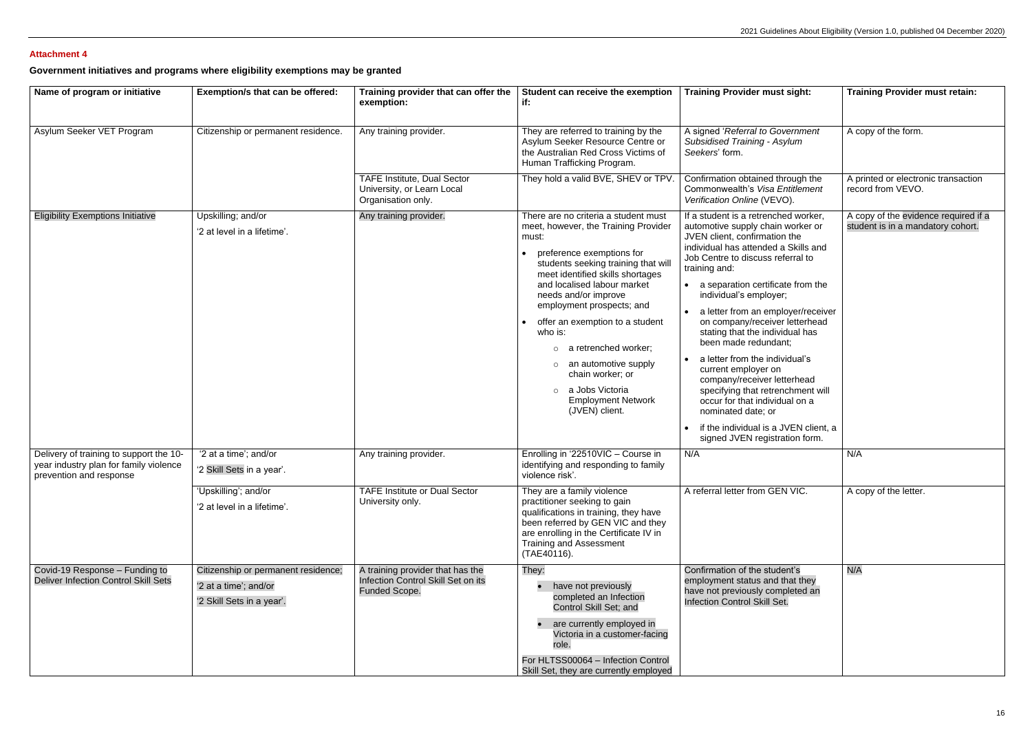**Attachment 4**

**Government initiatives and programs where eligibility exemptions may be granted**

| Name of program or initiative | Exemption/s that can be offered: | Training provider that can offer the exemption: | Student can receive the exemption if: | Training Provider must sight: | Training Provider must retain: |
|---|---|---|---|---|---|
| Asylum Seeker VET Program | Citizenship or permanent residence. | Any training provider. | They are referred to training by the Asylum Seeker Resource Centre or the Australian Red Cross Victims of Human Trafficking Program. | A signed '*Referral to Government Subsidised Training - Asylum Seekers*' form. | A copy of the form. |
| | | TAFE Institute, Dual Sector University, or Learn Local Organisation only. | They hold a valid BVE, SHEV or TPV. | Confirmation obtained through the Commonwealth's *Visa Entitlement Verification Online* (VEVO). | A printed or electronic transaction record from VEVO. |
| Eligibility Exemptions Initiative | Upskilling; and/or<br>'2 at level in a lifetime'. | Any training provider. | There are no criteria a student must meet, however, the Training Provider must:<br>• preference exemptions for students seeking training that will meet identified skills shortages and localised labour market needs and/or improve employment prospects; and<br>• offer an exemption to a student who is:<br>&nbsp;&nbsp;○ a retrenched worker;<br>&nbsp;&nbsp;○ an automotive supply chain worker; or<br>&nbsp;&nbsp;○ a Jobs Victoria Employment Network (JVEN) client. | If a student is a retrenched worker, automotive supply chain worker or JVEN client, confirmation the individual has attended a Skills and Job Centre to discuss referral to training and:<br>• a separation certificate from the individual's employer;<br>• a letter from an employer/receiver on company/receiver letterhead stating that the individual has been made redundant;<br>• a letter from the individual's current employer on company/receiver letterhead specifying that retrenchment will occur for that individual on a nominated date; or<br>• if the individual is a JVEN client, a signed JVEN registration form. | A copy of the evidence required if a student is in a mandatory cohort. |
| Delivery of training to support the 10-year industry plan for family violence prevention and response | '2 at a time'; and/or<br>'2 Skill Sets in a year'. | Any training provider. | Enrolling in '22510VIC – Course in identifying and responding to family violence risk'. | N/A | N/A |
| | 'Upskilling'; and/or<br>'2 at level in a lifetime'. | TAFE Institute or Dual Sector University only. | They are a family violence practitioner seeking to gain qualifications in training, they have been referred by GEN VIC and they are enrolling in the Certificate IV in Training and Assessment (TAE40116). | A referral letter from GEN VIC. | A copy of the letter. |
| Covid-19 Response – Funding to Deliver Infection Control Skill Sets | Citizenship or permanent residence;<br>'2 at a time'; and/or<br>'2 Skill Sets in a year'. | A training provider that has the Infection Control Skill Set on its Funded Scope. | They:<br>• have not previously completed an Infection Control Skill Set; and<br>• are currently employed in Victoria in a customer-facing role.<br>For HLTSS00064 – Infection Control Skill Set, they are currently employed | Confirmation of the student's employment status and that they have not previously completed an Infection Control Skill Set. | N/A |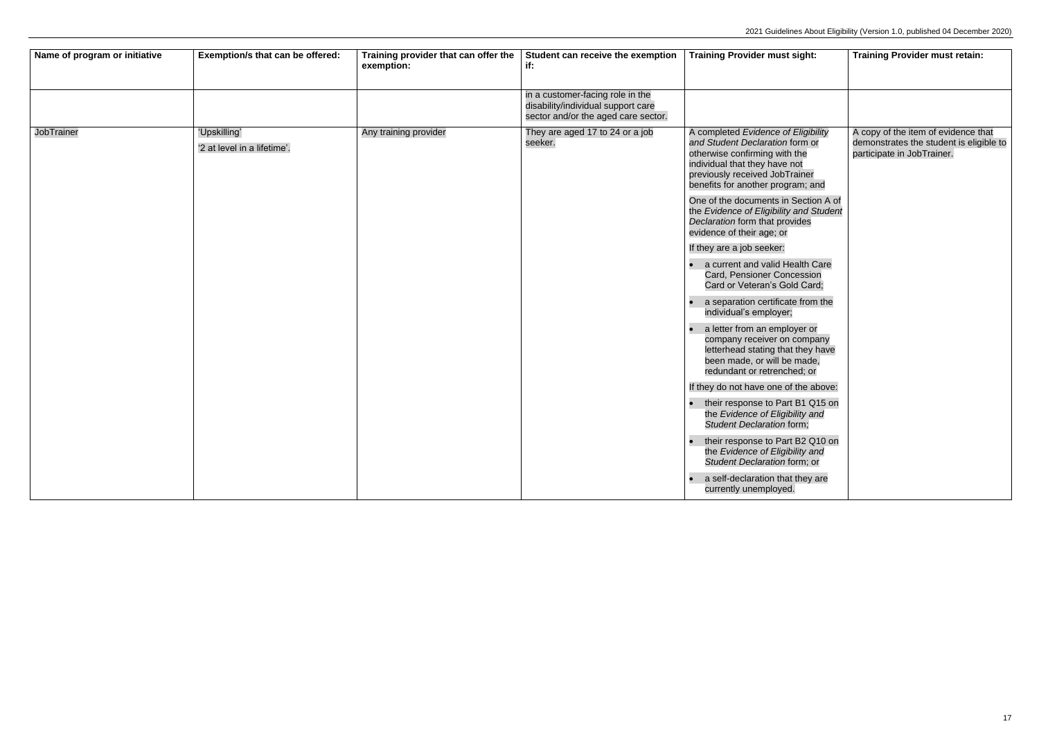| Name of program or initiative | Exemption/s that can be offered: | Training provider that can offer the exemption: | Student can receive the exemption if: | Training Provider must sight: | Training Provider must retain: |
|---|---|---|---|---|---|
| | | | in a customer-facing role in the disability/individual support care sector and/or the aged care sector. | | |
| JobTrainer | 'Upskilling'<br><br>'2 at level in a lifetime'. | Any training provider | They are aged 17 to 24 or a job seeker. | A completed *Evidence of Eligibility and Student Declaration* form or otherwise confirming with the individual that they have not previously received JobTrainer benefits for another program; and<br><br>One of the documents in Section A of the *Evidence of Eligibility and Student Declaration* form that provides evidence of their age; or<br><br>If they are a job seeker:<br><br>• a current and valid Health Care Card, Pensioner Concession Card or Veteran's Gold Card;<br>• a separation certificate from the individual's employer;<br>• a letter from an employer or company receiver on company letterhead stating that they have been made, or will be made, redundant or retrenched; or<br><br>If they do not have one of the above:<br><br>• their response to Part B1 Q15 on the *Evidence of Eligibility and Student Declaration* form;<br>• their response to Part B2 Q10 on the *Evidence of Eligibility and Student Declaration* form; or<br>• a self-declaration that they are currently unemployed. | A copy of the item of evidence that demonstrates the student is eligible to participate in JobTrainer. |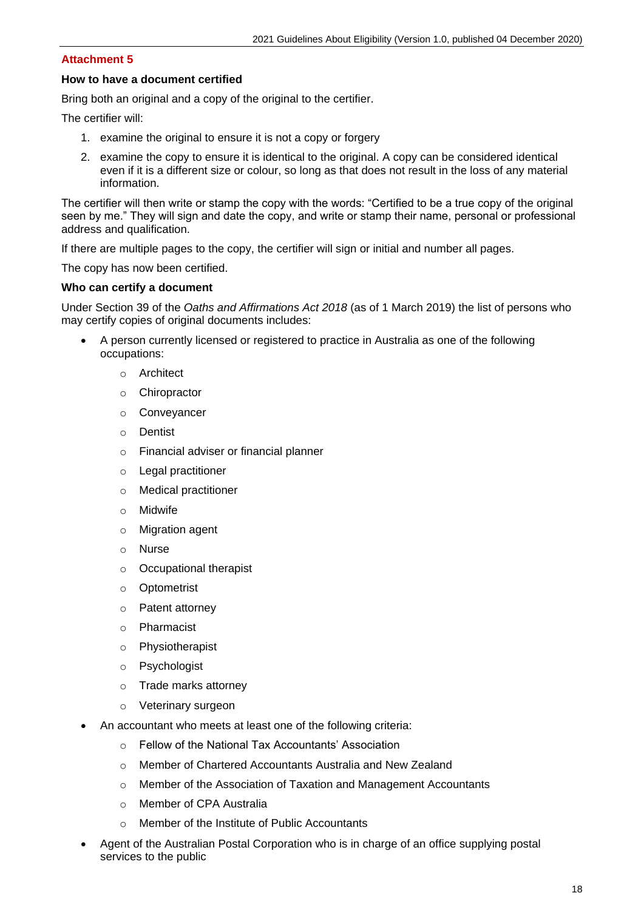## Attachment 5

### How to have a document certified

Bring both an original and a copy of the original to the certifier.

The certifier will:

1. examine the original to ensure it is not a copy or forgery
2. examine the copy to ensure it is identical to the original. A copy can be considered identical even if it is a different size or colour, so long as that does not result in the loss of any material information.

The certifier will then write or stamp the copy with the words: "Certified to be a true copy of the original seen by me." They will sign and date the copy, and write or stamp their name, personal or professional address and qualification.

If there are multiple pages to the copy, the certifier will sign or initial and number all pages.

The copy has now been certified.

### Who can certify a document

Under Section 39 of the *Oaths and Affirmations Act 2018* (as of 1 March 2019) the list of persons who may certify copies of original documents includes:

- A person currently licensed or registered to practice in Australia as one of the following occupations:
  - Architect
  - Chiropractor
  - Conveyancer
  - Dentist
  - Financial adviser or financial planner
  - Legal practitioner
  - Medical practitioner
  - Midwife
  - Migration agent
  - Nurse
  - Occupational therapist
  - Optometrist
  - Patent attorney
  - Pharmacist
  - Physiotherapist
  - Psychologist
  - Trade marks attorney
  - Veterinary surgeon
- An accountant who meets at least one of the following criteria:
  - Fellow of the National Tax Accountants' Association
  - Member of Chartered Accountants Australia and New Zealand
  - Member of the Association of Taxation and Management Accountants
  - Member of CPA Australia
  - Member of the Institute of Public Accountants
- Agent of the Australian Postal Corporation who is in charge of an office supplying postal services to the public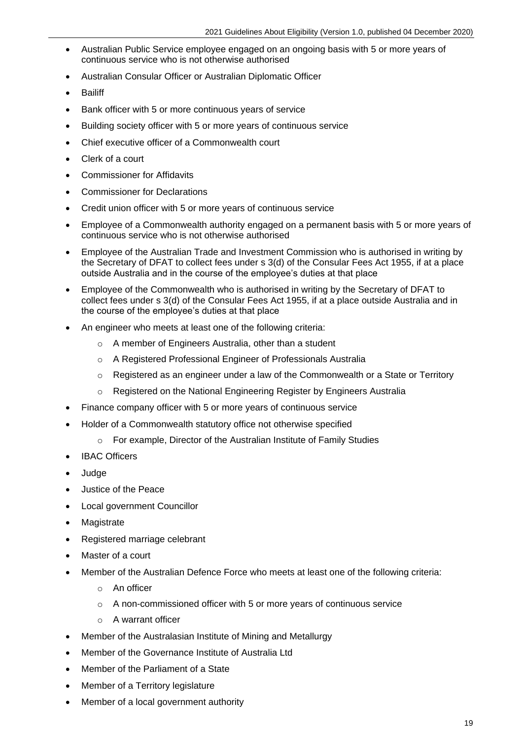- Australian Public Service employee engaged on an ongoing basis with 5 or more years of continuous service who is not otherwise authorised
- Australian Consular Officer or Australian Diplomatic Officer
- Bailiff
- Bank officer with 5 or more continuous years of service
- Building society officer with 5 or more years of continuous service
- Chief executive officer of a Commonwealth court
- Clerk of a court
- Commissioner for Affidavits
- Commissioner for Declarations
- Credit union officer with 5 or more years of continuous service
- Employee of a Commonwealth authority engaged on a permanent basis with 5 or more years of continuous service who is not otherwise authorised
- Employee of the Australian Trade and Investment Commission who is authorised in writing by the Secretary of DFAT to collect fees under s 3(d) of the Consular Fees Act 1955, if at a place outside Australia and in the course of the employee's duties at that place
- Employee of the Commonwealth who is authorised in writing by the Secretary of DFAT to collect fees under s 3(d) of the Consular Fees Act 1955, if at a place outside Australia and in the course of the employee's duties at that place
- An engineer who meets at least one of the following criteria:
  - A member of Engineers Australia, other than a student
  - A Registered Professional Engineer of Professionals Australia
  - Registered as an engineer under a law of the Commonwealth or a State or Territory
  - Registered on the National Engineering Register by Engineers Australia
- Finance company officer with 5 or more years of continuous service
- Holder of a Commonwealth statutory office not otherwise specified
  - For example, Director of the Australian Institute of Family Studies
- IBAC Officers
- Judge
- Justice of the Peace
- Local government Councillor
- Magistrate
- Registered marriage celebrant
- Master of a court
- Member of the Australian Defence Force who meets at least one of the following criteria:
  - An officer
  - A non-commissioned officer with 5 or more years of continuous service
  - A warrant officer
- Member of the Australasian Institute of Mining and Metallurgy
- Member of the Governance Institute of Australia Ltd
- Member of the Parliament of a State
- Member of a Territory legislature
- Member of a local government authority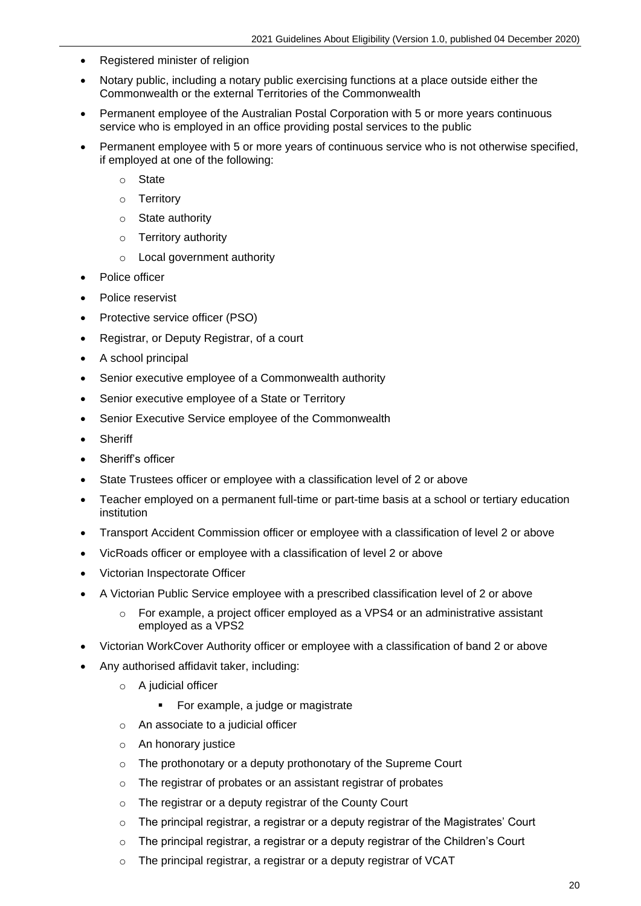- Registered minister of religion
- Notary public, including a notary public exercising functions at a place outside either the Commonwealth or the external Territories of the Commonwealth
- Permanent employee of the Australian Postal Corporation with 5 or more years continuous service who is employed in an office providing postal services to the public
- Permanent employee with 5 or more years of continuous service who is not otherwise specified, if employed at one of the following:
    - State
    - Territory
    - State authority
    - Territory authority
    - Local government authority
- Police officer
- Police reservist
- Protective service officer (PSO)
- Registrar, or Deputy Registrar, of a court
- A school principal
- Senior executive employee of a Commonwealth authority
- Senior executive employee of a State or Territory
- Senior Executive Service employee of the Commonwealth
- Sheriff
- Sheriff's officer
- State Trustees officer or employee with a classification level of 2 or above
- Teacher employed on a permanent full-time or part-time basis at a school or tertiary education institution
- Transport Accident Commission officer or employee with a classification of level 2 or above
- VicRoads officer or employee with a classification of level 2 or above
- Victorian Inspectorate Officer
- A Victorian Public Service employee with a prescribed classification level of 2 or above
    - For example, a project officer employed as a VPS4 or an administrative assistant employed as a VPS2
- Victorian WorkCover Authority officer or employee with a classification of band 2 or above
- Any authorised affidavit taker, including:
    - A judicial officer
        - For example, a judge or magistrate
    - An associate to a judicial officer
    - An honorary justice
    - The prothonotary or a deputy prothonotary of the Supreme Court
    - The registrar of probates or an assistant registrar of probates
    - The registrar or a deputy registrar of the County Court
    - The principal registrar, a registrar or a deputy registrar of the Magistrates' Court
    - The principal registrar, a registrar or a deputy registrar of the Children's Court
    - The principal registrar, a registrar or a deputy registrar of VCAT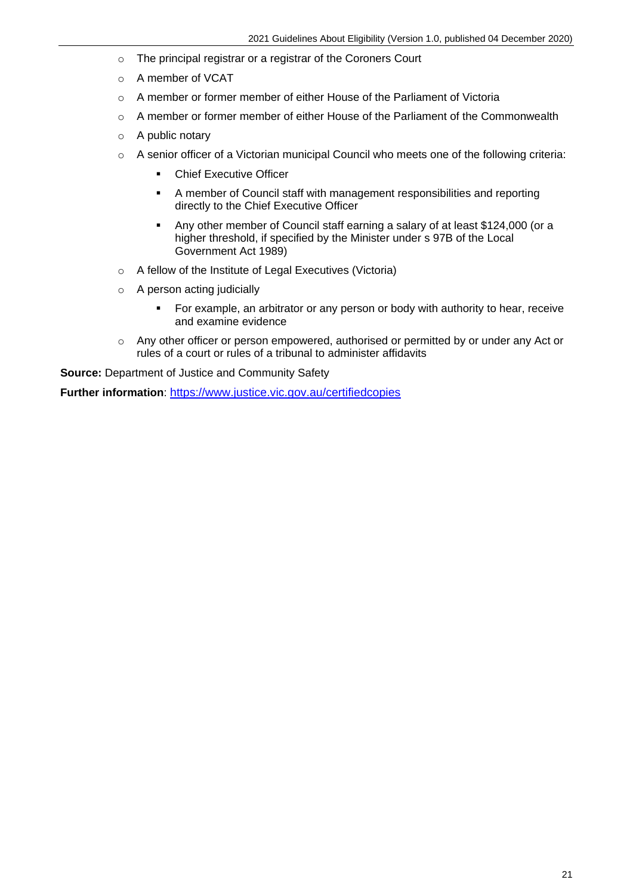- The principal registrar or a registrar of the Coroners Court
  - A member of VCAT
  - A member or former member of either House of the Parliament of Victoria
  - A member or former member of either House of the Parliament of the Commonwealth
  - A public notary
  - A senior officer of a Victorian municipal Council who meets one of the following criteria:
    - Chief Executive Officer
    - A member of Council staff with management responsibilities and reporting directly to the Chief Executive Officer
    - Any other member of Council staff earning a salary of at least $124,000 (or a higher threshold, if specified by the Minister under s 97B of the Local Government Act 1989)
  - A fellow of the Institute of Legal Executives (Victoria)
  - A person acting judicially
    - For example, an arbitrator or any person or body with authority to hear, receive and examine evidence
  - Any other officer or person empowered, authorised or permitted by or under any Act or rules of a court or rules of a tribunal to administer affidavits

**Source:** Department of Justice and Community Safety

**Further information**: https://www.justice.vic.gov.au/certifiedcopies